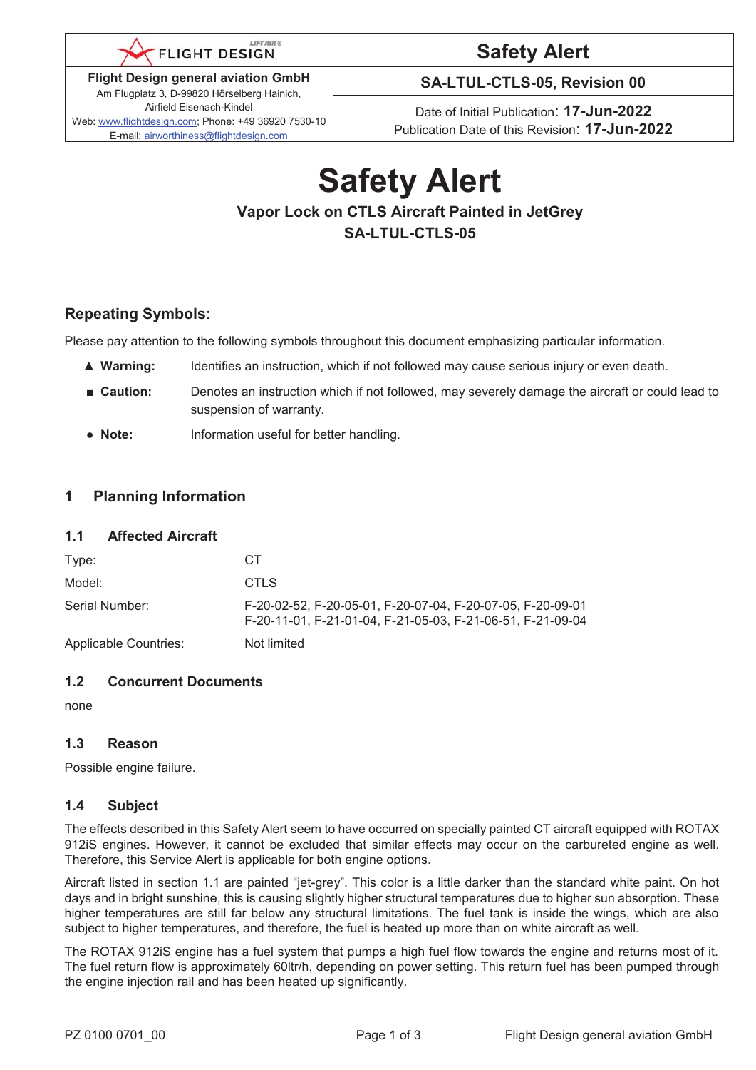| FLIGHT DESIGN | Safety Alert |
|---|---|
| **Flight Design general aviation GmbH** Am Flugplatz 3, D-99820 Hörselberg Hainich, Airfield Eisenach-Kindel Web: www.flightdesign.com; Phone: +49 36920 7530-10 E-mail: airworthiness@flightdesign.com | **SA-LTUL-CTLS-05, Revision 00** |
| | Date of Initial Publication: **17-Jun-2022** Publication Date of this Revision: **17-Jun-2022** |

# Safety Alert

**Vapor Lock on CTLS Aircraft Painted in JetGrey**

**SA-LTUL-CTLS-05**

## Repeating Symbols:

Please pay attention to the following symbols throughout this document emphasizing particular information.

- ▲ **Warning:** Identifies an instruction, which if not followed may cause serious injury or even death.
- ■ **Caution:** Denotes an instruction which if not followed, may severely damage the aircraft or could lead to suspension of warranty.
- ● **Note:** Information useful for better handling.

## 1 Planning Information

### 1.1 Affected Aircraft

| | |
|---|---|
| Type: | CT |
| Model: | CTLS |
| Serial Number: | F-20-02-52, F-20-05-01, F-20-07-04, F-20-07-05, F-20-09-01 F-20-11-01, F-21-01-04, F-21-05-03, F-21-06-51, F-21-09-04 |
| Applicable Countries: | Not limited |

### 1.2 Concurrent Documents

none

### 1.3 Reason

Possible engine failure.

### 1.4 Subject

The effects described in this Safety Alert seem to have occurred on specially painted CT aircraft equipped with ROTAX 912iS engines. However, it cannot be excluded that similar effects may occur on the carbureted engine as well. Therefore, this Service Alert is applicable for both engine options.

Aircraft listed in section 1.1 are painted "jet-grey". This color is a little darker than the standard white paint. On hot days and in bright sunshine, this is causing slightly higher structural temperatures due to higher sun absorption. These higher temperatures are still far below any structural limitations. The fuel tank is inside the wings, which are also subject to higher temperatures, and therefore, the fuel is heated up more than on white aircraft as well.

The ROTAX 912iS engine has a fuel system that pumps a high fuel flow towards the engine and returns most of it. The fuel return flow is approximately 60ltr/h, depending on power setting. This return fuel has been pumped through the engine injection rail and has been heated up significantly.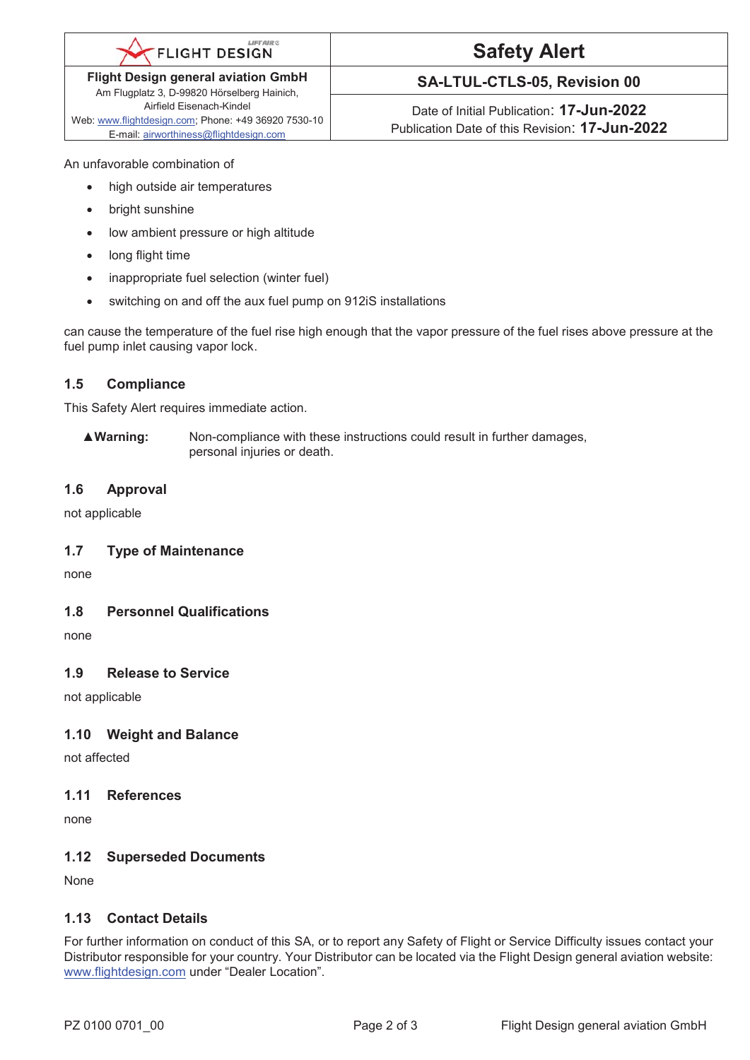An unfavorable combination of

- high outside air temperatures
- bright sunshine
- low ambient pressure or high altitude
- long flight time
- inappropriate fuel selection (winter fuel)
- switching on and off the aux fuel pump on 912iS installations

can cause the temperature of the fuel rise high enough that the vapor pressure of the fuel rises above pressure at the fuel pump inlet causing vapor lock.

### 1.5 Compliance

This Safety Alert requires immediate action.

**▲Warning:** Non-compliance with these instructions could result in further damages, personal injuries or death.

### 1.6 Approval

not applicable

### 1.7 Type of Maintenance

none

### 1.8 Personnel Qualifications

none

### 1.9 Release to Service

not applicable

### 1.10 Weight and Balance

not affected

### 1.11 References

none

### 1.12 Superseded Documents

None

### 1.13 Contact Details

For further information on conduct of this SA, or to report any Safety of Flight or Service Difficulty issues contact your Distributor responsible for your country. Your Distributor can be located via the Flight Design general aviation website: www.flightdesign.com under "Dealer Location".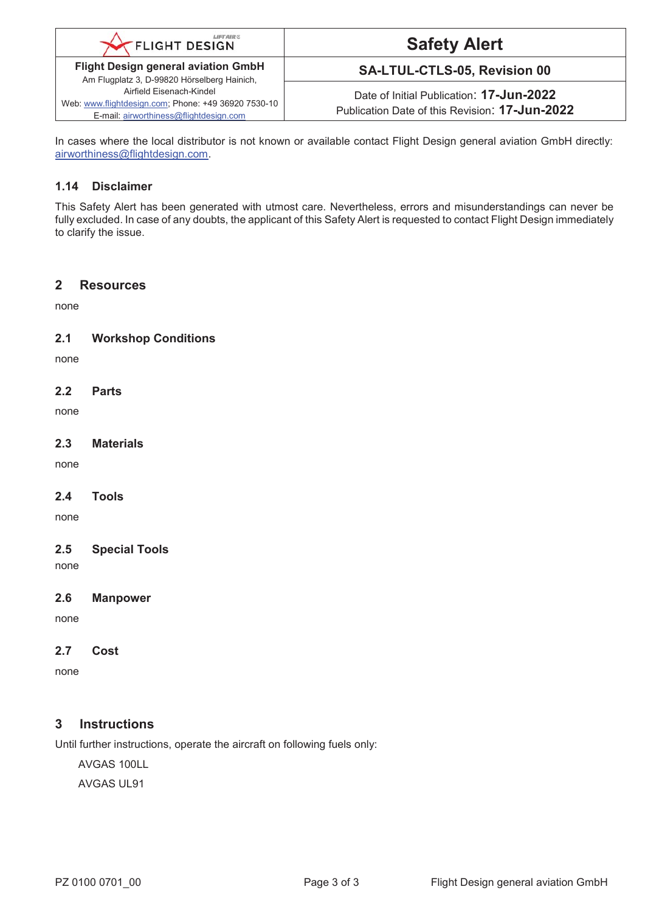In cases where the local distributor is not known or available contact Flight Design general aviation GmbH directly: airworthiness@flightdesign.com.

### 1.14 Disclaimer

This Safety Alert has been generated with utmost care. Nevertheless, errors and misunderstandings can never be fully excluded. In case of any doubts, the applicant of this Safety Alert is requested to contact Flight Design immediately to clarify the issue.

## 2 Resources

none

### 2.1 Workshop Conditions

none

### 2.2 Parts

none

### 2.3 Materials

none

### 2.4 Tools

none

### 2.5 Special Tools

none

### 2.6 Manpower

none

### 2.7 Cost

none

## 3 Instructions

Until further instructions, operate the aircraft on following fuels only:

AVGAS 100LL

AVGAS UL91